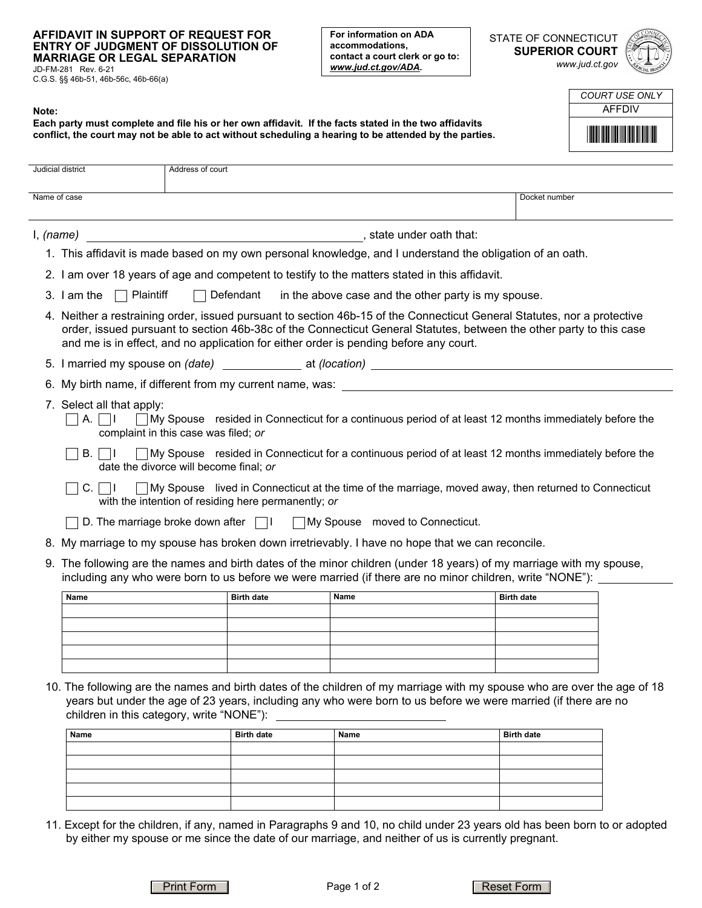# AFFIDAVIT IN SUPPORT OF REQUEST FOR ENTRY OF JUDGMENT OF DISSOLUTION OF MARRIAGE OR LEGAL SEPARATION

JD-FM-281 Rev. 6-21
C.G.S. §§ 46b-51, 46b-56c, 46b-66(a)

**For information on ADA accommodations, contact a court clerk or go to: *www.jud.ct.gov/ADA*.**

STATE OF CONNECTICUT
**SUPERIOR COURT**
*www.jud.ct.gov*

| COURT USE ONLY |
| --- |
| AFFDIV |

**Note:**
**Each party must complete and file his or her own affidavit. If the facts stated in the two affidavits conflict, the court may not be able to act without scheduling a hearing to be attended by the parties.**

| Judicial district | Address of court |
| --- | --- |
| | |

| Name of case | Docket number |
| --- | --- |
| | |

I, *(name)* ____________________________, state under oath that:

1. This affidavit is made based on my own personal knowledge, and I understand the obligation of an oath.
2. I am over 18 years of age and competent to testify to the matters stated in this affidavit.
3. I am the ☐ Plaintiff ☐ Defendant in the above case and the other party is my spouse.
4. Neither a restraining order, issued pursuant to section 46b-15 of the Connecticut General Statutes, nor a protective order, issued pursuant to section 46b-38c of the Connecticut General Statutes, between the other party to this case and me is in effect, and no application for either order is pending before any court.
5. I married my spouse on *(date)* __________ at *(location)* ____________________
6. My birth name, if different from my current name, was: ____________________
7. Select all that apply:
   - ☐ A. ☐ I ☐ My Spouse resided in Connecticut for a continuous period of at least 12 months immediately before the complaint in this case was filed; *or*
   - ☐ B. ☐ I ☐ My Spouse resided in Connecticut for a continuous period of at least 12 months immediately before the date the divorce will become final; *or*
   - ☐ C. ☐ I ☐ My Spouse lived in Connecticut at the time of the marriage, moved away, then returned to Connecticut with the intention of residing here permanently; *or*
   - ☐ D. The marriage broke down after ☐ I ☐ My Spouse moved to Connecticut.
8. My marriage to my spouse has broken down irretrievably. I have no hope that we can reconcile.
9. The following are the names and birth dates of the minor children (under 18 years) of my marriage with my spouse, including any who were born to us before we were married (if there are no minor children, write "NONE"): __________

| Name | Birth date | Name | Birth date |
| --- | --- | --- | --- |
| | | | |
| | | | |
| | | | |
| | | | |
| | | | |

10. The following are the names and birth dates of the children of my marriage with my spouse who are over the age of 18 years but under the age of 23 years, including any who were born to us before we were married (if there are no children in this category, write "NONE"): __________

| Name | Birth date | Name | Birth date |
| --- | --- | --- | --- |
| | | | |
| | | | |
| | | | |
| | | | |
| | | | |

11. Except for the children, if any, named in Paragraphs 9 and 10, no child under 23 years old has been born to or adopted by either my spouse or me since the date of our marriage, and neither of us is currently pregnant.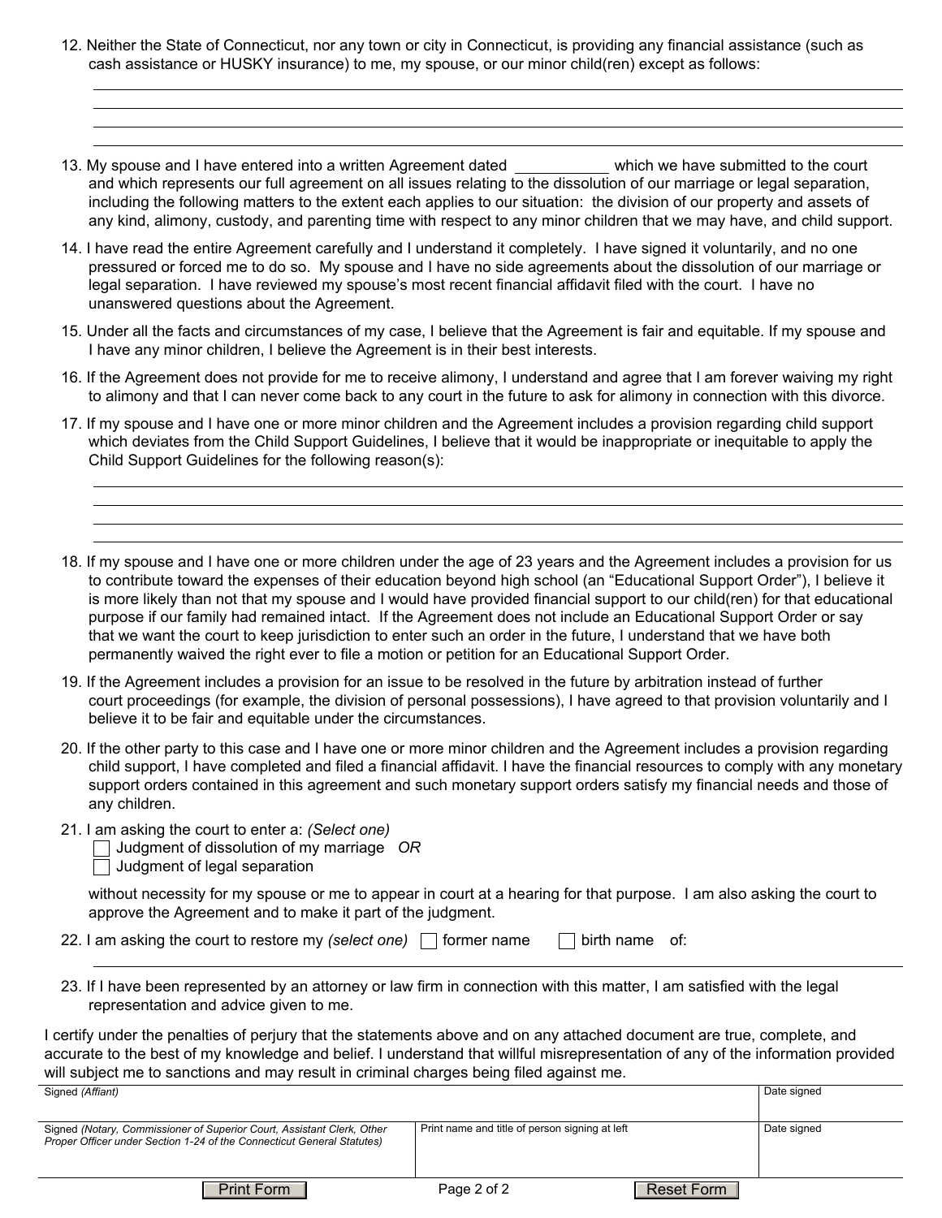12. Neither the State of Connecticut, nor any town or city in Connecticut, is providing any financial assistance (such as cash assistance or HUSKY insurance) to me, my spouse, or our minor child(ren) except as follows:

________________________________________________________________________________

________________________________________________________________________________

________________________________________________________________________________

________________________________________________________________________________

13. My spouse and I have entered into a written Agreement dated ___________ which we have submitted to the court and which represents our full agreement on all issues relating to the dissolution of our marriage or legal separation, including the following matters to the extent each applies to our situation: the division of our property and assets of any kind, alimony, custody, and parenting time with respect to any minor children that we may have, and child support.

14. I have read the entire Agreement carefully and I understand it completely. I have signed it voluntarily, and no one pressured or forced me to do so. My spouse and I have no side agreements about the dissolution of our marriage or legal separation. I have reviewed my spouse's most recent financial affidavit filed with the court. I have no unanswered questions about the Agreement.

15. Under all the facts and circumstances of my case, I believe that the Agreement is fair and equitable. If my spouse and I have any minor children, I believe the Agreement is in their best interests.

16. If the Agreement does not provide for me to receive alimony, I understand and agree that I am forever waiving my right to alimony and that I can never come back to any court in the future to ask for alimony in connection with this divorce.

17. If my spouse and I have one or more minor children and the Agreement includes a provision regarding child support which deviates from the Child Support Guidelines, I believe that it would be inappropriate or inequitable to apply the Child Support Guidelines for the following reason(s):

________________________________________________________________________________

________________________________________________________________________________

________________________________________________________________________________

________________________________________________________________________________

18. If my spouse and I have one or more children under the age of 23 years and the Agreement includes a provision for us to contribute toward the expenses of their education beyond high school (an "Educational Support Order"), I believe it is more likely than not that my spouse and I would have provided financial support to our child(ren) for that educational purpose if our family had remained intact. If the Agreement does not include an Educational Support Order or say that we want the court to keep jurisdiction to enter such an order in the future, I understand that we have both permanently waived the right ever to file a motion or petition for an Educational Support Order.

19. If the Agreement includes a provision for an issue to be resolved in the future by arbitration instead of further court proceedings (for example, the division of personal possessions), I have agreed to that provision voluntarily and I believe it to be fair and equitable under the circumstances.

20. If the other party to this case and I have one or more minor children and the Agreement includes a provision regarding child support, I have completed and filed a financial affidavit. I have the financial resources to comply with any monetary support orders contained in this agreement and such monetary support orders satisfy my financial needs and those of any children.

21. I am asking the court to enter a: *(Select one)*
    ☐ Judgment of dissolution of my marriage *OR*
    ☐ Judgment of legal separation

    without necessity for my spouse or me to appear in court at a hearing for that purpose. I am also asking the court to approve the Agreement and to make it part of the judgment.

22. I am asking the court to restore my *(select one)* ☐ former name ☐ birth name of:

________________________________________________________________________________

23. If I have been represented by an attorney or law firm in connection with this matter, I am satisfied with the legal representation and advice given to me.

I certify under the penalties of perjury that the statements above and on any attached document are true, complete, and accurate to the best of my knowledge and belief. I understand that willful misrepresentation of any of the information provided will subject me to sanctions and may result in criminal charges being filed against me.

| | | |
|---|---|---|
| Signed *(Affiant)* | | Date signed |
| Signed *(Notary, Commissioner of Superior Court, Assistant Clerk, Other Proper Officer under Section 1-24 of the Connecticut General Statutes)* | Print name and title of person signing at left | Date signed |

Print Form | Reset Form